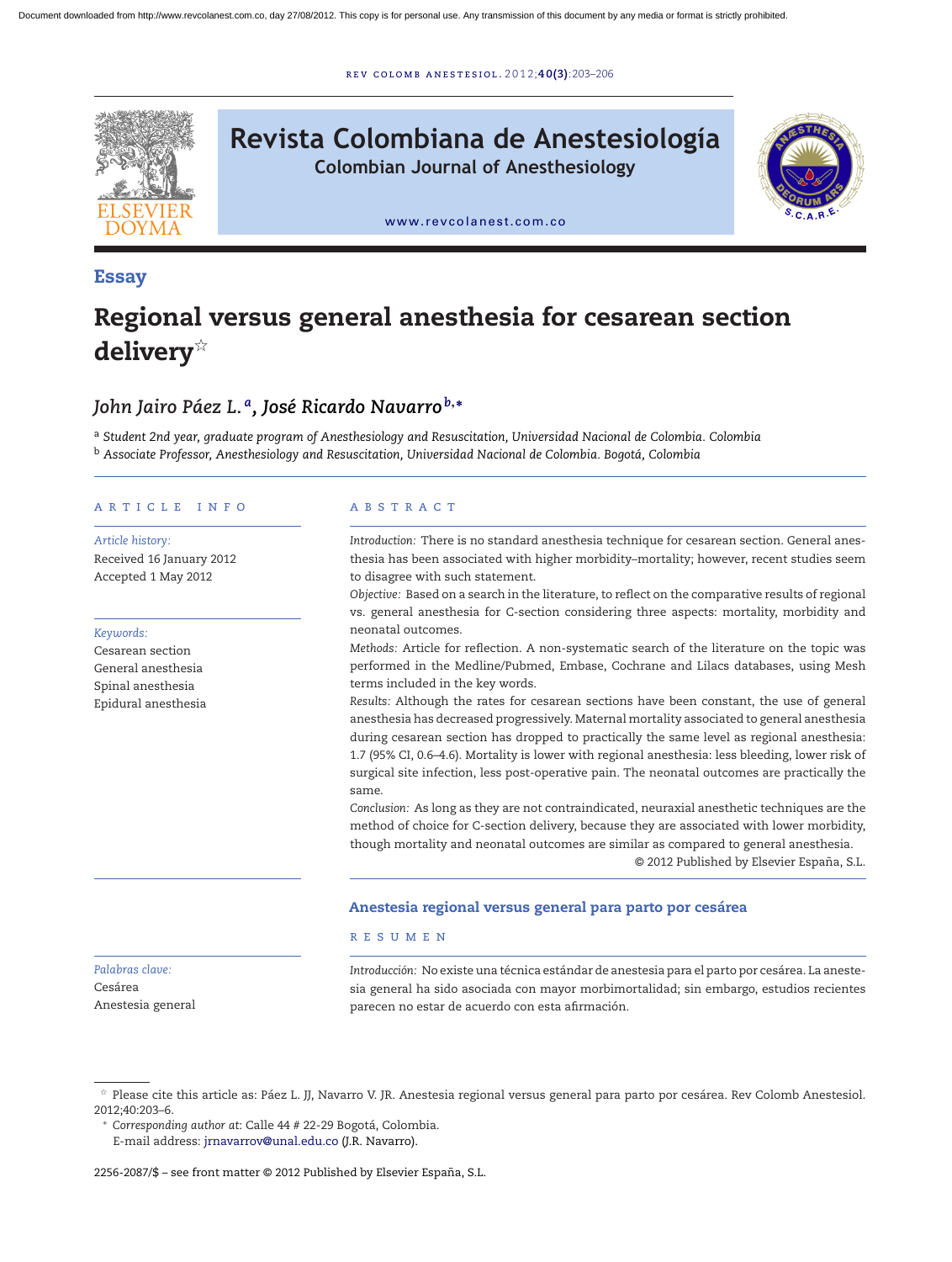Essay

# Regional versus general anesthesia for cesarean section delivery☆

*John Jairo Páez L.*[a], *José Ricardo Navarro*[b,*]

[a] Student 2nd year, graduate program of Anesthesiology and Resuscitation, Universidad Nacional de Colombia. Colombia

[b] Associate Professor, Anesthesiology and Resuscitation, Universidad Nacional de Colombia. Bogotá, Colombia

## ARTICLE INFO

*Article history:*
Received 16 January 2012
Accepted 1 May 2012

*Keywords:*
Cesarean section
General anesthesia
Spinal anesthesia
Epidural anesthesia

## ABSTRACT

*Introduction:* There is no standard anesthesia technique for cesarean section. General anesthesia has been associated with higher morbidity–mortality; however, recent studies seem to disagree with such statement.

*Objective:* Based on a search in the literature, to reflect on the comparative results of regional vs. general anesthesia for C-section considering three aspects: mortality, morbidity and neonatal outcomes.

*Methods:* Article for reflection. A non-systematic search of the literature on the topic was performed in the Medline/Pubmed, Embase, Cochrane and Lilacs databases, using Mesh terms included in the key words.

*Results:* Although the rates for cesarean sections have been constant, the use of general anesthesia has decreased progressively. Maternal mortality associated to general anesthesia during cesarean section has dropped to practically the same level as regional anesthesia: 1.7 (95% CI, 0.6–4.6). Mortality is lower with regional anesthesia: less bleeding, lower risk of surgical site infection, less post-operative pain. The neonatal outcomes are practically the same.

*Conclusion:* As long as they are not contraindicated, neuraxial anesthetic techniques are the method of choice for C-section delivery, because they are associated with lower morbidity, though mortality and neonatal outcomes are similar as compared to general anesthesia.

© 2012 Published by Elsevier España, S.L.

## Anestesia regional versus general para parto por cesárea

*Palabras clave:*
Cesárea
Anestesia general

## RESUMEN

*Introducción:* No existe una técnica estándar de anestesia para el parto por cesárea. La anestesia general ha sido asociada con mayor morbimortalidad; sin embargo, estudios recientes parecen no estar de acuerdo con esta afirmación.

☆ Please cite this article as: Páez L. JJ, Navarro V. JR. Anestesia regional versus general para parto por cesárea. Rev Colomb Anestesiol. 2012;40:203–6.

\* *Corresponding author at*: Calle 44 # 22-29 Bogotá, Colombia.
E-mail address: jrnavarrov@unal.edu.co (J.R. Navarro).

2256-2087/$ – see front matter © 2012 Published by Elsevier España, S.L.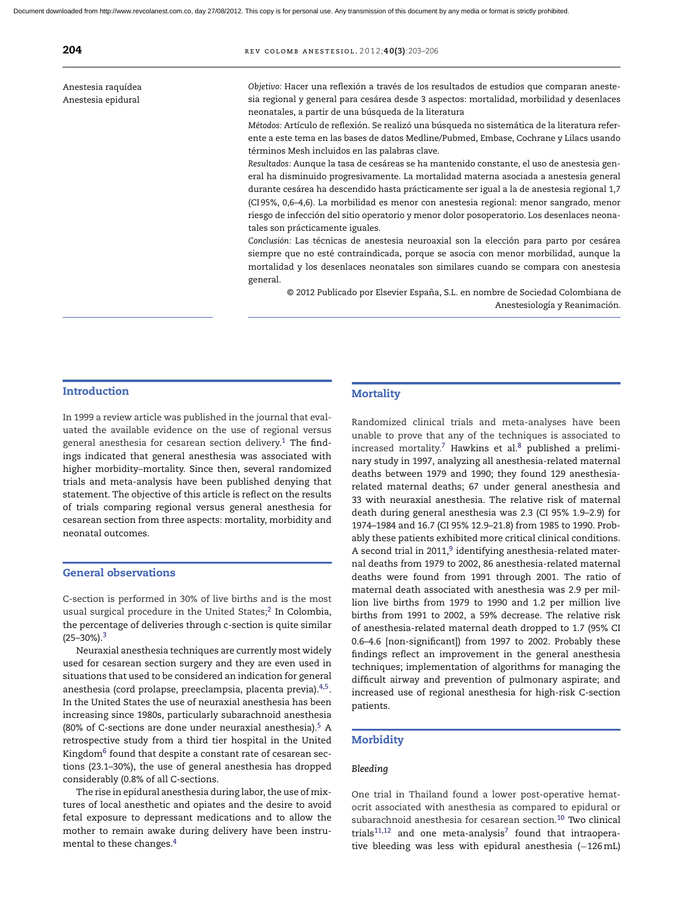Anestesia raquídea
Anestesia epidural

*Objetivo:* Hacer una reflexión a través de los resultados de estudios que comparan anestesia regional y general para cesárea desde 3 aspectos: mortalidad, morbilidad y desenlaces neonatales, a partir de una búsqueda de la literatura

*Métodos:* Artículo de reflexión. Se realizó una búsqueda no sistemática de la literatura referente a este tema en las bases de datos Medline/Pubmed, Embase, Cochrane y Lilacs usando términos Mesh incluidos en las palabras clave.

*Resultados:* Aunque la tasa de cesáreas se ha mantenido constante, el uso de anestesia general ha disminuido progresivamente. La mortalidad materna asociada a anestesia general durante cesárea ha descendido hasta prácticamente ser igual a la de anestesia regional 1,7 (CI 95%, 0,6–4,6). La morbilidad es menor con anestesia regional: menor sangrado, menor riesgo de infección del sitio operatorio y menor dolor posoperatorio. Los desenlaces neonatales son prácticamente iguales.

*Conclusión:* Las técnicas de anestesia neuroaxial son la elección para parto por cesárea siempre que no esté contraindicada, porque se asocia con menor morbilidad, aunque la mortalidad y los desenlaces neonatales son similares cuando se compara con anestesia general.

© 2012 Publicado por Elsevier España, S.L. en nombre de Sociedad Colombiana de Anestesiología y Reanimación.

## Introduction

In 1999 a review article was published in the journal that evaluated the available evidence on the use of regional versus general anesthesia for cesarean section delivery.[1] The findings indicated that general anesthesia was associated with higher morbidity–mortality. Since then, several randomized trials and meta-analysis have been published denying that statement. The objective of this article is reflect on the results of trials comparing regional versus general anesthesia for cesarean section from three aspects: mortality, morbidity and neonatal outcomes.

## General observations

C-section is performed in 30% of live births and is the most usual surgical procedure in the United States;[2] In Colombia, the percentage of deliveries through c-section is quite similar (25–30%).[3]

Neuraxial anesthesia techniques are currently most widely used for cesarean section surgery and they are even used in situations that used to be considered an indication for general anesthesia (cord prolapse, preeclampsia, placenta previa).[4,5]. In the United States the use of neuraxial anesthesia has been increasing since 1980s, particularly subarachnoid anesthesia (80% of C-sections are done under neuraxial anesthesia).[5] A retrospective study from a third tier hospital in the United Kingdom[6] found that despite a constant rate of cesarean sections (23.1–30%), the use of general anesthesia has dropped considerably (0.8% of all C-sections.

The rise in epidural anesthesia during labor, the use of mixtures of local anesthetic and opiates and the desire to avoid fetal exposure to depressant medications and to allow the mother to remain awake during delivery have been instrumental to these changes.[4]

## Mortality

Randomized clinical trials and meta-analyses have been unable to prove that any of the techniques is associated to increased mortality.[7] Hawkins et al.[8] published a preliminary study in 1997, analyzing all anesthesia-related maternal deaths between 1979 and 1990; they found 129 anesthesia-related maternal deaths; 67 under general anesthesia and 33 with neuraxial anesthesia. The relative risk of maternal death during general anesthesia was 2.3 (CI 95% 1.9–2.9) for 1974–1984 and 16.7 (CI 95% 12.9–21.8) from 1985 to 1990. Probably these patients exhibited more critical clinical conditions. A second trial in 2011,[9] identifying anesthesia-related maternal deaths from 1979 to 2002, 86 anesthesia-related maternal deaths were found from 1991 through 2001. The ratio of maternal death associated with anesthesia was 2.9 per million live births from 1979 to 1990 and 1.2 per million live births from 1991 to 2002, a 59% decrease. The relative risk of anesthesia-related maternal death dropped to 1.7 (95% CI 0.6–4.6 [non-significant]) from 1997 to 2002. Probably these findings reflect an improvement in the general anesthesia techniques; implementation of algorithms for managing the difficult airway and prevention of pulmonary aspirate; and increased use of regional anesthesia for high-risk C-section patients.

## Morbidity

### Bleeding

One trial in Thailand found a lower post-operative hematocrit associated with anesthesia as compared to epidural or subarachnoid anesthesia for cesarean section.[10] Two clinical trials[11,12] and one meta-analysis[7] found that intraoperative bleeding was less with epidural anesthesia (−126 mL)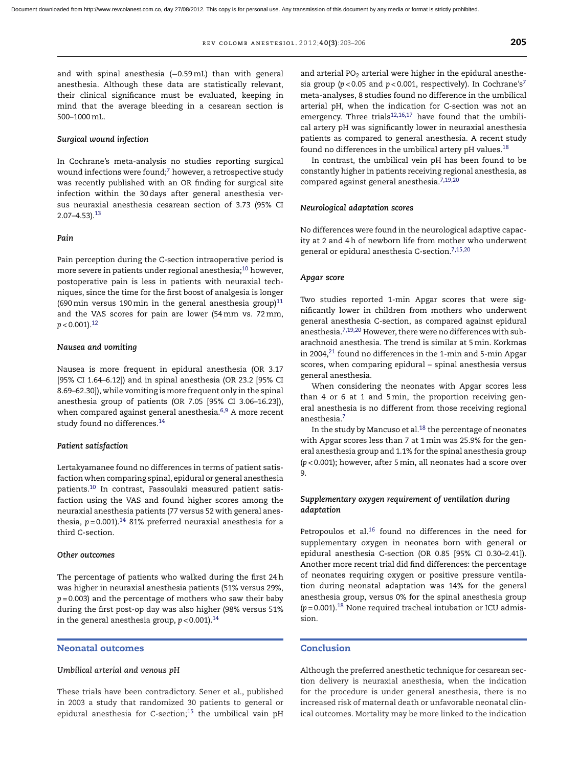and with spinal anesthesia (−0.59 mL) than with general anesthesia. Although these data are statistically relevant, their clinical significance must be evaluated, keeping in mind that the average bleeding in a cesarean section is 500–1000 mL.

#### *Surgical wound infection*

In Cochrane's meta-analysis no studies reporting surgical wound infections were found;[7] however, a retrospective study was recently published with an OR finding for surgical site infection within the 30 days after general anesthesia versus neuraxial anesthesia cesarean section of 3.73 (95% CI 2.07–4.53).[13]

#### *Pain*

Pain perception during the C-section intraoperative period is more severe in patients under regional anesthesia;[10] however, postoperative pain is less in patients with neuraxial techniques, since the time for the first boost of analgesia is longer (690 min versus 190 min in the general anesthesia group)[11] and the VAS scores for pain are lower (54 mm vs. 72 mm, $p < 0.001$).[12]

#### *Nausea and vomiting*

Nausea is more frequent in epidural anesthesia (OR 3.17 [95% CI 1.64–6.12]) and in spinal anesthesia (OR 23.2 [95% CI 8.69–62.30]), while vomiting is more frequent only in the spinal anesthesia group of patients (OR 7.05 [95% CI 3.06–16.23]), when compared against general anesthesia.[6,9] A more recent study found no differences.[14]

#### *Patient satisfaction*

Lertakyamanee found no differences in terms of patient satisfaction when comparing spinal, epidural or general anesthesia patients.[10] In contrast, Fassoulaki measured patient satisfaction using the VAS and found higher scores among the neuraxial anesthesia patients (77 versus 52 with general anesthesia, $p = 0.001$).[14] 81% preferred neuraxial anesthesia for a third C-section.

#### *Other outcomes*

The percentage of patients who walked during the first 24 h was higher in neuraxial anesthesia patients (51% versus 29%, $p = 0.003$) and the percentage of mothers who saw their baby during the first post-op day was also higher (98% versus 51% in the general anesthesia group, $p < 0.001$).[14]

## Neonatal outcomes

#### *Umbilical arterial and venous pH*

These trials have been contradictory. Sener et al., published in 2003 a study that randomized 30 patients to general or epidural anesthesia for C-section;[15] the umbilical vain pH and arterial $PO_2$ arterial were higher in the epidural anesthesia group ($p < 0.05$ and $p < 0.001$, respectively). In Cochrane's[7] meta-analyses, 8 studies found no difference in the umbilical arterial pH, when the indication for C-section was not an emergency. Three trials[12,16,17] have found that the umbilical artery pH was significantly lower in neuraxial anesthesia patients as compared to general anesthesia. A recent study found no differences in the umbilical artery pH values.[18]

In contrast, the umbilical vein pH has been found to be constantly higher in patients receiving regional anesthesia, as compared against general anesthesia.[7,19,20]

#### *Neurological adaptation scores*

No differences were found in the neurological adaptive capacity at 2 and 4 h of newborn life from mother who underwent general or epidural anesthesia C-section.[7,15,20]

#### *Apgar score*

Two studies reported 1-min Apgar scores that were significantly lower in children from mothers who underwent general anesthesia C-section, as compared against epidural anesthesia.[7,19,20] However, there were no differences with subarachnoid anesthesia. The trend is similar at 5 min. Korkmas in 2004,[21] found no differences in the 1-min and 5-min Apgar scores, when comparing epidural – spinal anesthesia versus general anesthesia.

When considering the neonates with Apgar scores less than 4 or 6 at 1 and 5 min, the proportion receiving general anesthesia is no different from those receiving regional anesthesia.[7]

In the study by Mancuso et al.[18] the percentage of neonates with Apgar scores less than 7 at 1 min was 25.9% for the general anesthesia group and 1.1% for the spinal anesthesia group ($p < 0.001$); however, after 5 min, all neonates had a score over 9.

#### *Supplementary oxygen requirement of ventilation during adaptation*

Petropoulos et al.[16] found no differences in the need for supplementary oxygen in neonates born with general or epidural anesthesia C-section (OR 0.85 [95% CI 0.30–2.41]). Another more recent trial did find differences: the percentage of neonates requiring oxygen or positive pressure ventilation during neonatal adaptation was 14% for the general anesthesia group, versus 0% for the spinal anesthesia group ($p = 0.001$).[18] None required tracheal intubation or ICU admission.

## Conclusion

Although the preferred anesthetic technique for cesarean section delivery is neuraxial anesthesia, when the indication for the procedure is under general anesthesia, there is no increased risk of maternal death or unfavorable neonatal clinical outcomes. Mortality may be more linked to the indication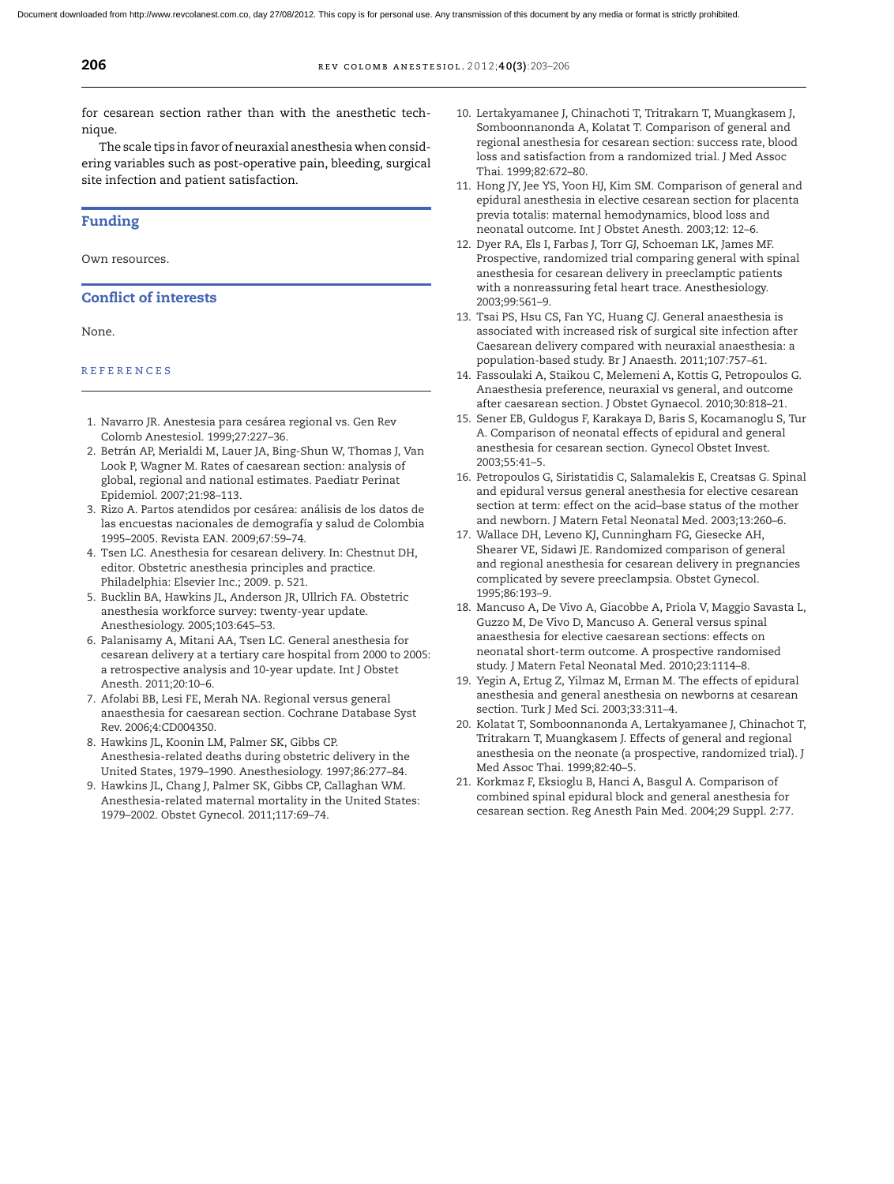for cesarean section rather than with the anesthetic technique.

The scale tips in favor of neuraxial anesthesia when considering variables such as post-operative pain, bleeding, surgical site infection and patient satisfaction.

## Funding

Own resources.

## Conflict of interests

None.

## REFERENCES

1. Navarro JR. Anestesia para cesárea regional vs. Gen Rev Colomb Anestesiol. 1999;27:227–36.
2. Betrán AP, Merialdi M, Lauer JA, Bing-Shun W, Thomas J, Van Look P, Wagner M. Rates of caesarean section: analysis of global, regional and national estimates. Paediatr Perinat Epidemiol. 2007;21:98–113.
3. Rizo A. Partos atendidos por cesárea: análisis de los datos de las encuestas nacionales de demografía y salud de Colombia 1995–2005. Revista EAN. 2009;67:59–74.
4. Tsen LC. Anesthesia for cesarean delivery. In: Chestnut DH, editor. Obstetric anesthesia principles and practice. Philadelphia: Elsevier Inc.; 2009. p. 521.
5. Bucklin BA, Hawkins JL, Anderson JR, Ullrich FA. Obstetric anesthesia workforce survey: twenty-year update. Anesthesiology. 2005;103:645–53.
6. Palanisamy A, Mitani AA, Tsen LC. General anesthesia for cesarean delivery at a tertiary care hospital from 2000 to 2005: a retrospective analysis and 10-year update. Int J Obstet Anesth. 2011;20:10–6.
7. Afolabi BB, Lesi FE, Merah NA. Regional versus general anaesthesia for caesarean section. Cochrane Database Syst Rev. 2006;4:CD004350.
8. Hawkins JL, Koonin LM, Palmer SK, Gibbs CP. Anesthesia-related deaths during obstetric delivery in the United States, 1979–1990. Anesthesiology. 1997;86:277–84.
9. Hawkins JL, Chang J, Palmer SK, Gibbs CP, Callaghan WM. Anesthesia-related maternal mortality in the United States: 1979–2002. Obstet Gynecol. 2011;117:69–74.
10. Lertakyamanee J, Chinachoti T, Tritrakarn T, Muangkasem J, Somboonnanonda A, Kolatat T. Comparison of general and regional anesthesia for cesarean section: success rate, blood loss and satisfaction from a randomized trial. J Med Assoc Thai. 1999;82:672–80.
11. Hong JY, Jee YS, Yoon HJ, Kim SM. Comparison of general and epidural anesthesia in elective cesarean section for placenta previa totalis: maternal hemodynamics, blood loss and neonatal outcome. Int J Obstet Anesth. 2003;12: 12–6.
12. Dyer RA, Els I, Farbas J, Torr GJ, Schoeman LK, James MF. Prospective, randomized trial comparing general with spinal anesthesia for cesarean delivery in preeclamptic patients with a nonreassuring fetal heart trace. Anesthesiology. 2003;99:561–9.
13. Tsai PS, Hsu CS, Fan YC, Huang CJ. General anaesthesia is associated with increased risk of surgical site infection after Caesarean delivery compared with neuraxial anaesthesia: a population-based study. Br J Anaesth. 2011;107:757–61.
14. Fassoulaki A, Staikou C, Melemeni A, Kottis G, Petropoulos G. Anaesthesia preference, neuraxial vs general, and outcome after caesarean section. J Obstet Gynaecol. 2010;30:818–21.
15. Sener EB, Guldogus F, Karakaya D, Baris S, Kocamanoglu S, Tur A. Comparison of neonatal effects of epidural and general anesthesia for cesarean section. Gynecol Obstet Invest. 2003;55:41–5.
16. Petropoulos G, Siristatidis C, Salamalekis E, Creatsas G. Spinal and epidural versus general anesthesia for elective cesarean section at term: effect on the acid–base status of the mother and newborn. J Matern Fetal Neonatal Med. 2003;13:260–6.
17. Wallace DH, Leveno KJ, Cunningham FG, Giesecke AH, Shearer VE, Sidawi JE. Randomized comparison of general and regional anesthesia for cesarean delivery in pregnancies complicated by severe preeclampsia. Obstet Gynecol. 1995;86:193–9.
18. Mancuso A, De Vivo A, Giacobbe A, Priola V, Maggio Savasta L, Guzzo M, De Vivo D, Mancuso A. General versus spinal anaesthesia for elective caesarean sections: effects on neonatal short-term outcome. A prospective randomised study. J Matern Fetal Neonatal Med. 2010;23:1114–8.
19. Yegin A, Ertug Z, Yilmaz M, Erman M. The effects of epidural anesthesia and general anesthesia on newborns at cesarean section. Turk J Med Sci. 2003;33:311–4.
20. Kolatat T, Somboonnanonda A, Lertakyamanee J, Chinachot T, Tritrakarn T, Muangkasem J. Effects of general and regional anesthesia on the neonate (a prospective, randomized trial). J Med Assoc Thai. 1999;82:40–5.
21. Korkmaz F, Eksioglu B, Hanci A, Basgul A. Comparison of combined spinal epidural block and general anesthesia for cesarean section. Reg Anesth Pain Med. 2004;29 Suppl. 2:77.